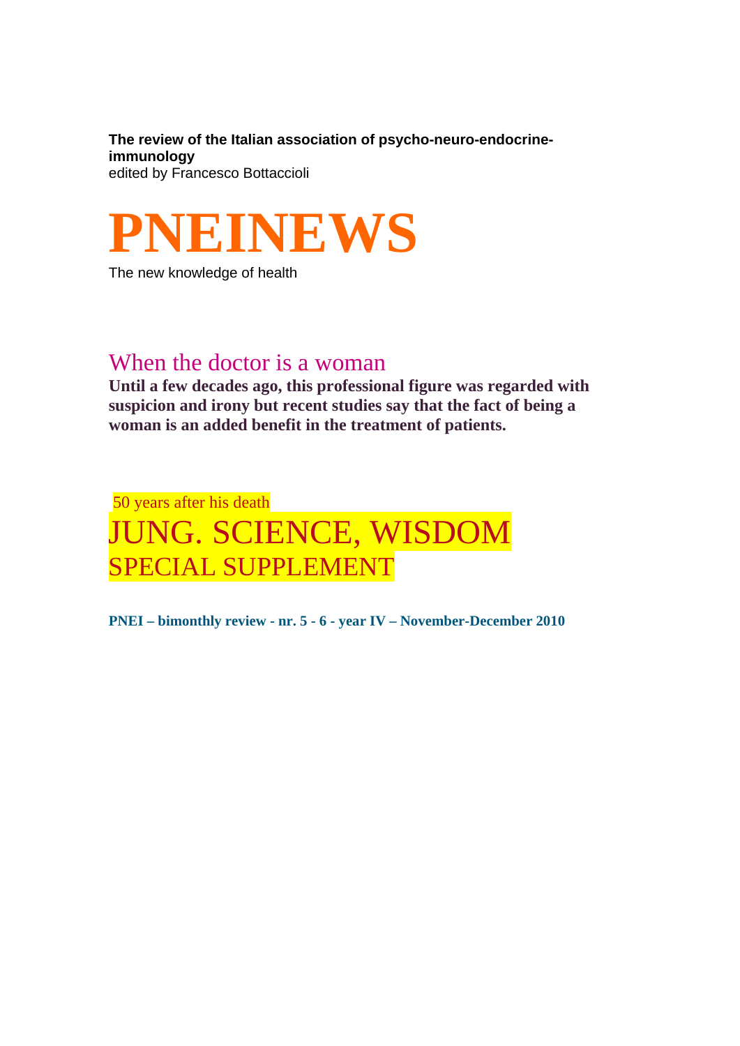**The review of the Italian association of psycho-neuro-endocrine-immunology**
edited by Francesco Bottaccioli

# PNEINEWS

The new knowledge of health

## When the doctor is a woman

**Until a few decades ago, this professional figure was regarded with suspicion and irony but recent studies say that the fact of being a woman is an added benefit in the treatment of patients.**

50 years after his death

## JUNG. SCIENCE, WISDOM

### SPECIAL SUPPLEMENT

**PNEI – bimonthly review - nr. 5 - 6 - year IV – November-December 2010**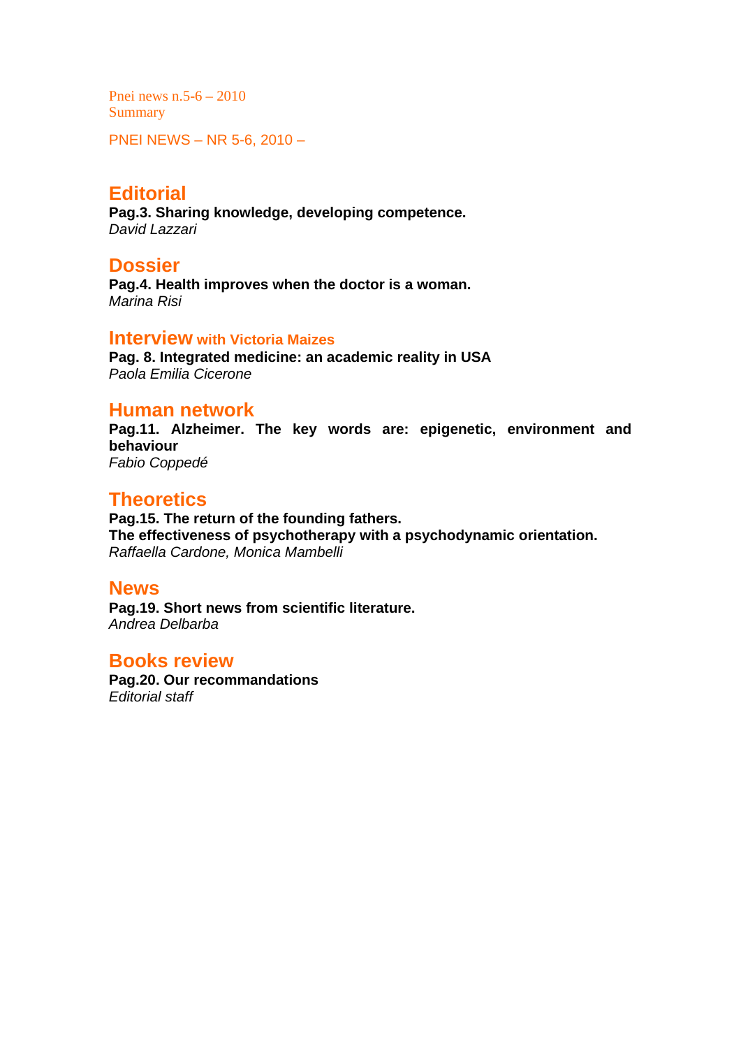Pnei news n.5-6 – 2010
Summary

PNEI NEWS – NR 5-6, 2010 –

## Editorial

**Pag.3. Sharing knowledge, developing competence.**
*David Lazzari*

## Dossier

**Pag.4. Health improves when the doctor is a woman.**
*Marina Risi*

## Interview with Victoria Maizes

**Pag. 8. Integrated medicine: an academic reality in USA**
*Paola Emilia Cicerone*

## Human network

**Pag.11. Alzheimer. The key words are: epigenetic, environment and behaviour**
*Fabio Coppedé*

## Theoretics

**Pag.15. The return of the founding fathers.**
**The effectiveness of psychotherapy with a psychodynamic orientation.**
*Raffaella Cardone, Monica Mambelli*

## News

**Pag.19. Short news from scientific literature.**
*Andrea Delbarba*

## Books review

**Pag.20. Our recommandations**
*Editorial staff*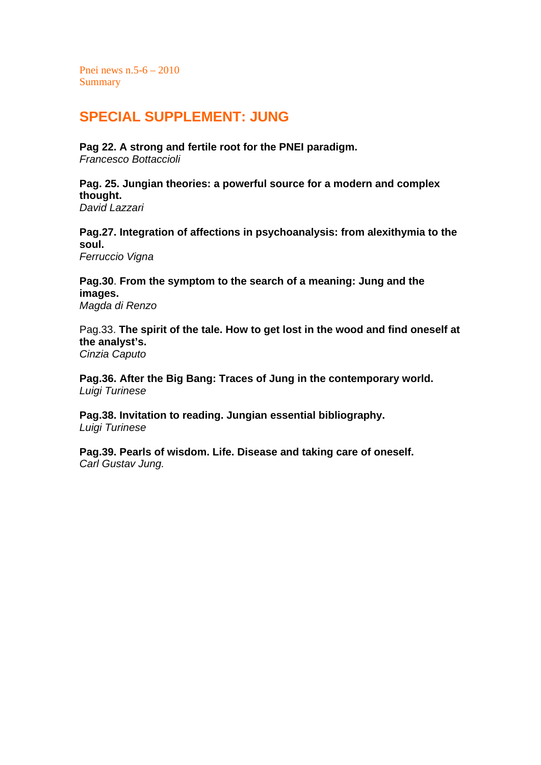Pnei news n.5-6 – 2010
Summary

## SPECIAL SUPPLEMENT: JUNG

**Pag 22. A strong and fertile root for the PNEI paradigm.**
*Francesco Bottaccioli*

**Pag. 25. Jungian theories: a powerful source for a modern and complex thought.**
*David Lazzari*

**Pag.27. Integration of affections in psychoanalysis: from alexithymia to the soul.**
*Ferruccio Vigna*

**Pag.30**. **From the symptom to the search of a meaning: Jung and the images.**
*Magda di Renzo*

Pag.33. **The spirit of the tale. How to get lost in the wood and find oneself at the analyst's.**
*Cinzia Caputo*

**Pag.36. After the Big Bang: Traces of Jung in the contemporary world.**
*Luigi Turinese*

**Pag.38. Invitation to reading. Jungian essential bibliography.**
*Luigi Turinese*

**Pag.39. Pearls of wisdom. Life. Disease and taking care of oneself.**
*Carl Gustav Jung.*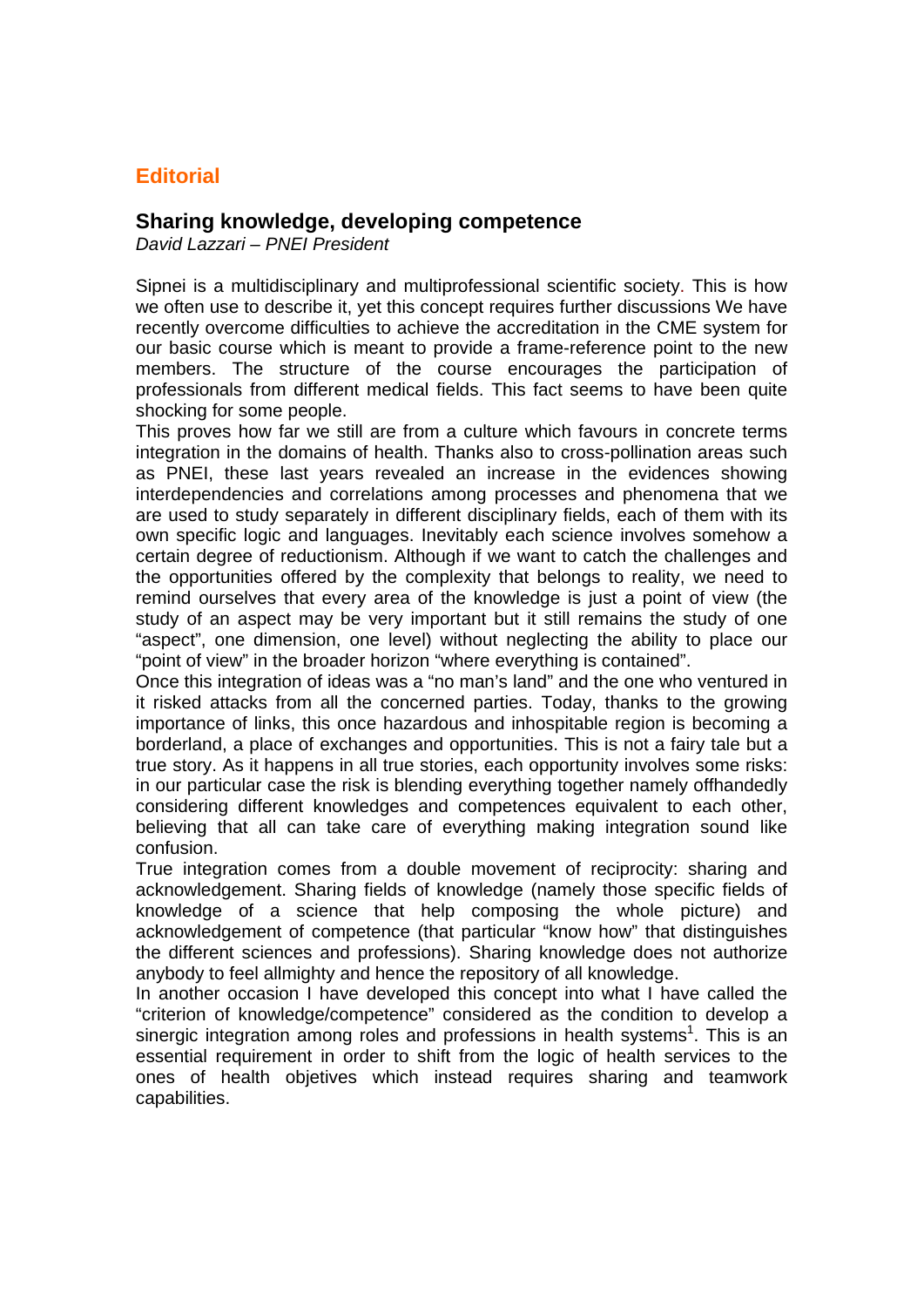## Editorial

### Sharing knowledge, developing competence

*David Lazzari – PNEI President*

Sipnei is a multidisciplinary and multiprofessional scientific society. This is how we often use to describe it, yet this concept requires further discussions We have recently overcome difficulties to achieve the accreditation in the CME system for our basic course which is meant to provide a frame-reference point to the new members. The structure of the course encourages the participation of professionals from different medical fields. This fact seems to have been quite shocking for some people.

This proves how far we still are from a culture which favours in concrete terms integration in the domains of health. Thanks also to cross-pollination areas such as PNEI, these last years revealed an increase in the evidences showing interdependencies and correlations among processes and phenomena that we are used to study separately in different disciplinary fields, each of them with its own specific logic and languages. Inevitably each science involves somehow a certain degree of reductionism. Although if we want to catch the challenges and the opportunities offered by the complexity that belongs to reality, we need to remind ourselves that every area of the knowledge is just a point of view (the study of an aspect may be very important but it still remains the study of one "aspect", one dimension, one level) without neglecting the ability to place our "point of view" in the broader horizon "where everything is contained".

Once this integration of ideas was a "no man's land" and the one who ventured in it risked attacks from all the concerned parties. Today, thanks to the growing importance of links, this once hazardous and inhospitable region is becoming a borderland, a place of exchanges and opportunities. This is not a fairy tale but a true story. As it happens in all true stories, each opportunity involves some risks: in our particular case the risk is blending everything together namely offhandedly considering different knowledges and competences equivalent to each other, believing that all can take care of everything making integration sound like confusion.

True integration comes from a double movement of reciprocity: sharing and acknowledgement. Sharing fields of knowledge (namely those specific fields of knowledge of a science that help composing the whole picture) and acknowledgement of competence (that particular "know how" that distinguishes the different sciences and professions). Sharing knowledge does not authorize anybody to feel allmighty and hence the repository of all knowledge.

In another occasion I have developed this concept into what I have called the "criterion of knowledge/competence" considered as the condition to develop a sinergic integration among roles and professions in health systems[1]. This is an essential requirement in order to shift from the logic of health services to the ones of health objetives which instead requires sharing and teamwork capabilities.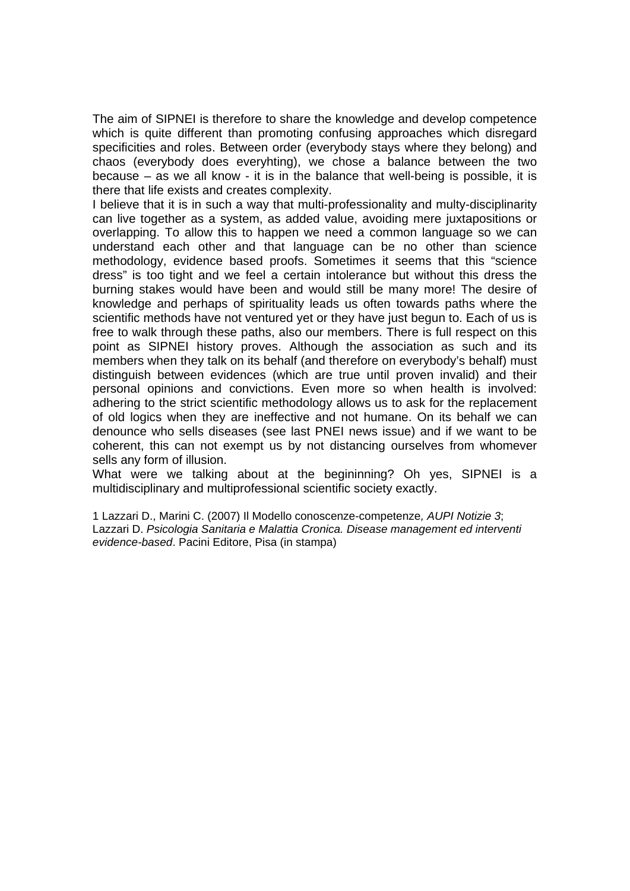The aim of SIPNEI is therefore to share the knowledge and develop competence which is quite different than promoting confusing approaches which disregard specificities and roles. Between order (everybody stays where they belong) and chaos (everybody does everyhting), we chose a balance between the two because – as we all know - it is in the balance that well-being is possible, it is there that life exists and creates complexity.

I believe that it is in such a way that multi-professionality and multy-disciplinarity can live together as a system, as added value, avoiding mere juxtapositions or overlapping. To allow this to happen we need a common language so we can understand each other and that language can be no other than science methodology, evidence based proofs. Sometimes it seems that this "science dress" is too tight and we feel a certain intolerance but without this dress the burning stakes would have been and would still be many more! The desire of knowledge and perhaps of spirituality leads us often towards paths where the scientific methods have not ventured yet or they have just begun to. Each of us is free to walk through these paths, also our members. There is full respect on this point as SIPNEI history proves. Although the association as such and its members when they talk on its behalf (and therefore on everybody's behalf) must distinguish between evidences (which are true until proven invalid) and their personal opinions and convictions. Even more so when health is involved: adhering to the strict scientific methodology allows us to ask for the replacement of old logics when they are ineffective and not humane. On its behalf we can denounce who sells diseases (see last PNEI news issue) and if we want to be coherent, this can not exempt us by not distancing ourselves from whomever sells any form of illusion.

What were we talking about at the begininning? Oh yes, SIPNEI is a multidisciplinary and multiprofessional scientific society exactly.

1 Lazzari D., Marini C. (2007) Il Modello conoscenze-competenze*, AUPI Notizie 3*;
Lazzari D. *Psicologia Sanitaria e Malattia Cronica. Disease management ed interventi evidence-based*. Pacini Editore, Pisa (in stampa)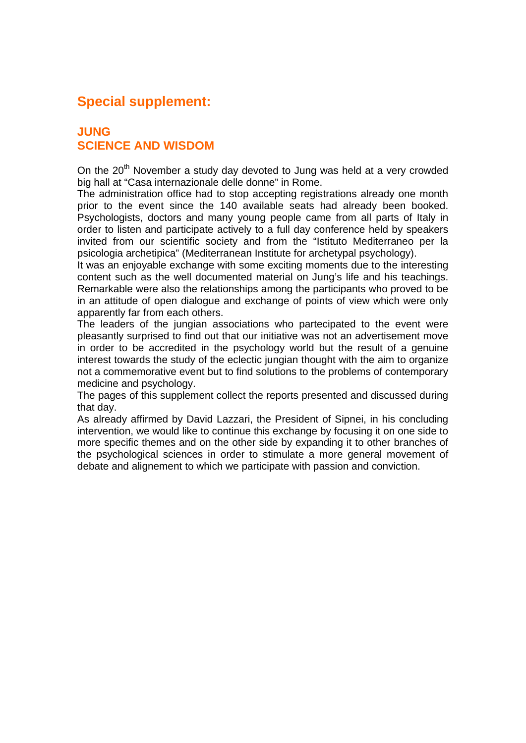## Special supplement:

### JUNG
### SCIENCE AND WISDOM

On the 20th November a study day devoted to Jung was held at a very crowded big hall at “Casa internazionale delle donne” in Rome.
The administration office had to stop accepting registrations already one month prior to the event since the 140 available seats had already been booked. Psychologists, doctors and many young people came from all parts of Italy in order to listen and participate actively to a full day conference held by speakers invited from our scientific society and from the “Istituto Mediterraneo per la psicologia archetipica” (Mediterranean Institute for archetypal psychology).
It was an enjoyable exchange with some exciting moments due to the interesting content such as the well documented material on Jung’s life and his teachings. Remarkable were also the relationships among the participants who proved to be in an attitude of open dialogue and exchange of points of view which were only apparently far from each others.
The leaders of the jungian associations who partecipated to the event were pleasantly surprised to find out that our initiative was not an advertisement move in order to be accredited in the psychology world but the result of a genuine interest towards the study of the eclectic jungian thought with the aim to organize not a commemorative event but to find solutions to the problems of contemporary medicine and psychology.
The pages of this supplement collect the reports presented and discussed during that day.
As already affirmed by David Lazzari, the President of Sipnei, in his concluding intervention, we would like to continue this exchange by focusing it on one side to more specific themes and on the other side by expanding it to other branches of the psychological sciences in order to stimulate a more general movement of debate and alignement to which we participate with passion and conviction.